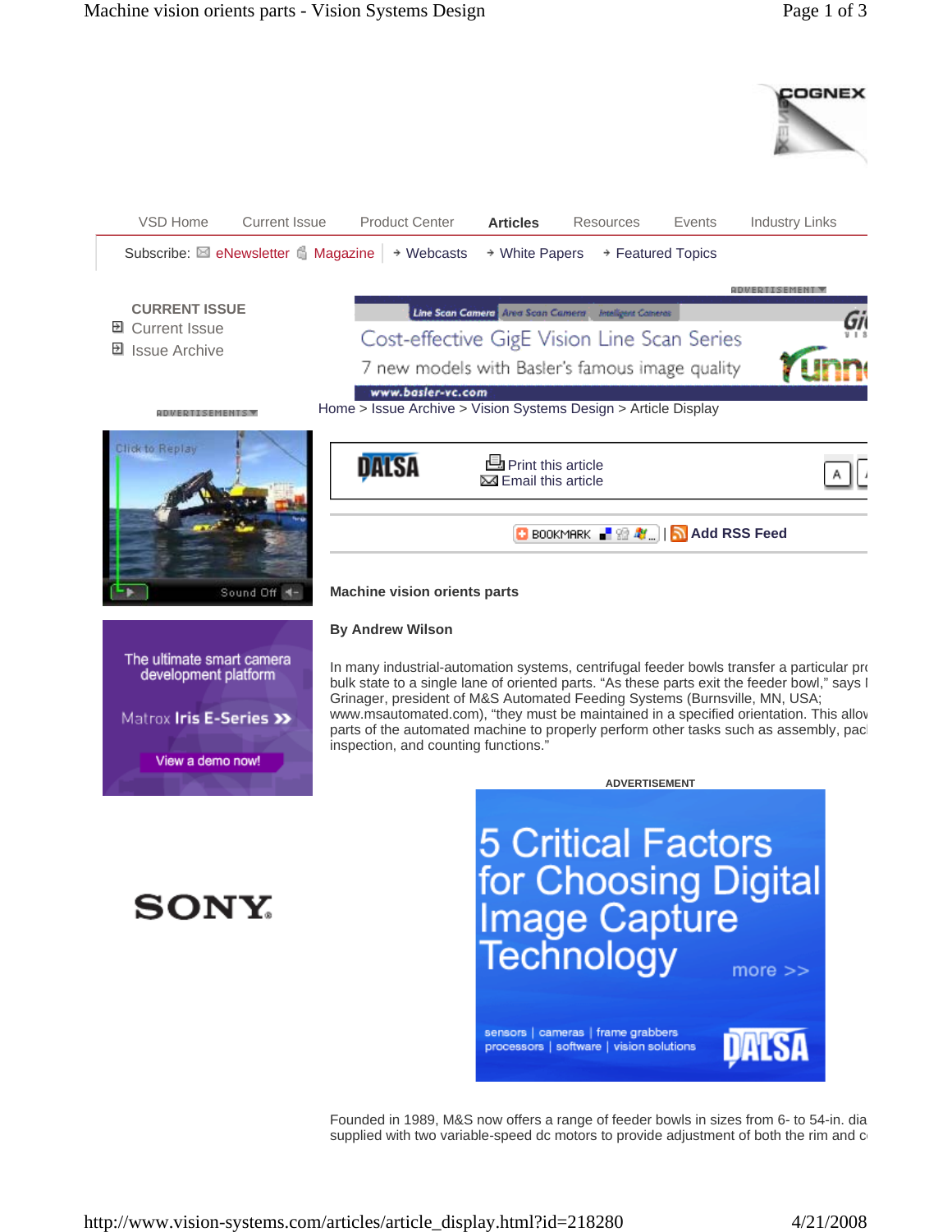VSD Home | Current Issue | Product Center | **Articles** | Resources | Events | Industry Links

Subscribe: eNewsletter Magazine | Webcasts | White Papers | Featured Topics

**CURRENT ISSUE**

- Current Issue
- Issue Archive

Home > Issue Archive > Vision Systems Design > Article Display

Print this article
Email this article

BOOKMARK | Add RSS Feed

**Machine vision orients parts**

**By Andrew Wilson**

In many industrial-automation systems, centrifugal feeder bowls transfer a particular pro bulk state to a single lane of oriented parts. "As these parts exit the feeder bowl," says I Grinager, president of M&S Automated Feeding Systems (Burnsville, MN, USA; www.msautomated.com), "they must be maintained in a specified orientation. This allov parts of the automated machine to properly perform other tasks such as assembly, pacl inspection, and counting functions."

Founded in 1989, M&S now offers a range of feeder bowls in sizes from 6- to 54-in. dia supplied with two variable-speed dc motors to provide adjustment of both the rim and c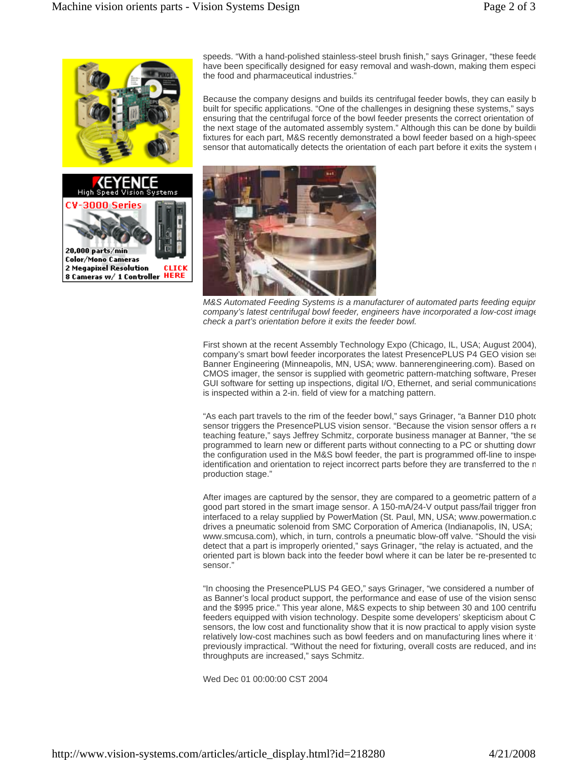speeds. "With a hand-polished stainless-steel brush finish," says Grinager, "these feede have been specifically designed for easy removal and wash-down, making them especi the food and pharmaceutical industries."

Because the company designs and builds its centrifugal feeder bowls, they can easily b built for specific applications. "One of the challenges in designing these systems," says ensuring that the centrifugal force of the bowl feeder presents the correct orientation of the next stage of the automated assembly system." Although this can be done by buildi fixtures for each part, M&S recently demonstrated a bowl feeder based on a high-speed sensor that automatically detects the orientation of each part before it exits the system (

*M&S Automated Feeding Systems is a manufacturer of automated parts feeding equipr company's latest centrifugal bowl feeder, engineers have incorporated a low-cost image check a part's orientation before it exits the feeder bowl.*

First shown at the recent Assembly Technology Expo (Chicago, IL, USA; August 2004), company's smart bowl feeder incorporates the latest PresencePLUS P4 GEO vision se Banner Engineering (Minneapolis, MN, USA; www. bannerengineering.com). Based on CMOS imager, the sensor is supplied with geometric pattern-matching software, Preser GUI software for setting up inspections, digital I/O, Ethernet, and serial communications is inspected within a 2-in. field of view for a matching pattern.

"As each part travels to the rim of the feeder bowl," says Grinager, "a Banner D10 photo sensor triggers the PresencePLUS vision sensor. "Because the vision sensor offers a re teaching feature," says Jeffrey Schmitz, corporate business manager at Banner, "the se programmed to learn new or different parts without connecting to a PC or shutting dowr the configuration used in the M&S bowl feeder, the part is programmed off-line to inspe identification and orientation to reject incorrect parts before they are transferred to the n production stage."

After images are captured by the sensor, they are compared to a geometric pattern of a good part stored in the smart image sensor. A 150-mA/24-V output pass/fail trigger fron interfaced to a relay supplied by PowerMation (St. Paul, MN, USA; www.powermation.c drives a pneumatic solenoid from SMC Corporation of America (Indianapolis, IN, USA; www.smcusa.com), which, in turn, controls a pneumatic blow-off valve. "Should the visi detect that a part is improperly oriented," says Grinager, "the relay is actuated, and the oriented part is blown back into the feeder bowl where it can be later be re-presented to sensor."

"In choosing the PresencePLUS P4 GEO," says Grinager, "we considered a number of as Banner's local product support, the performance and ease of use of the vision senso and the $995 price." This year alone, M&S expects to ship between 30 and 100 centrifu feeders equipped with vision technology. Despite some developers' skepticism about C sensors, the low cost and functionality show that it is now practical to apply vision syste relatively low-cost machines such as bowl feeders and on manufacturing lines where it previously impractical. "Without the need for fixturing, overall costs are reduced, and ins throughputs are increased," says Schmitz.

Wed Dec 01 00:00:00 CST 2004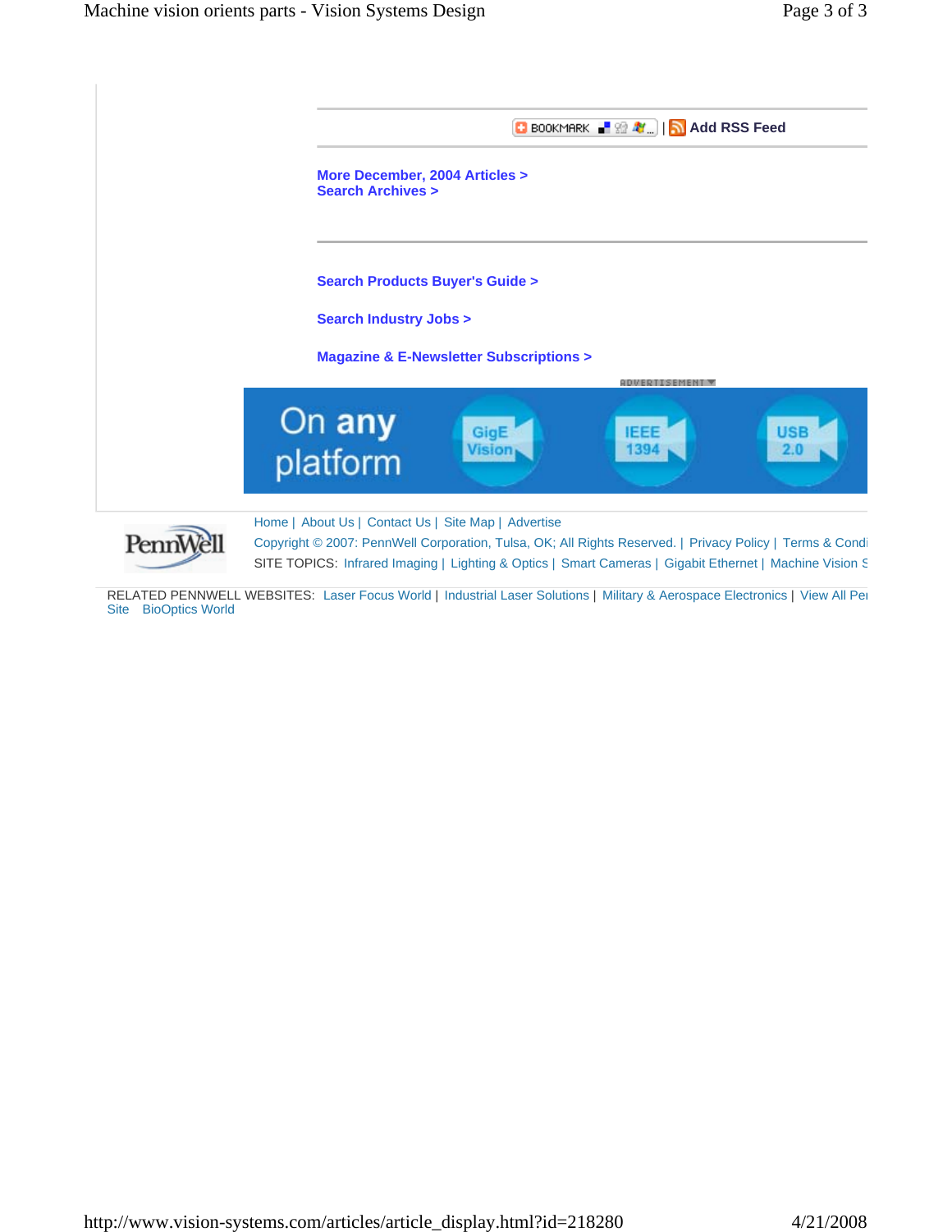BOOKMARK | Add RSS Feed

More December, 2004 Articles >
Search Archives >

Search Products Buyer's Guide >

Search Industry Jobs >

Magazine & E-Newsletter Subscriptions >

ADVERTISEMENT

On any platform

GigE Vision

IEEE 1394

USB 2.0

Home | About Us | Contact Us | Site Map | Advertise

Copyright © 2007: PennWell Corporation, Tulsa, OK; All Rights Reserved. | Privacy Policy | Terms & Condi

SITE TOPICS: Infrared Imaging | Lighting & Optics | Smart Cameras | Gigabit Ethernet | Machine Vision S

RELATED PENNWELL WEBSITES: Laser Focus World | Industrial Laser Solutions | Military & Aerospace Electronics | View All Pe Site BioOptics World